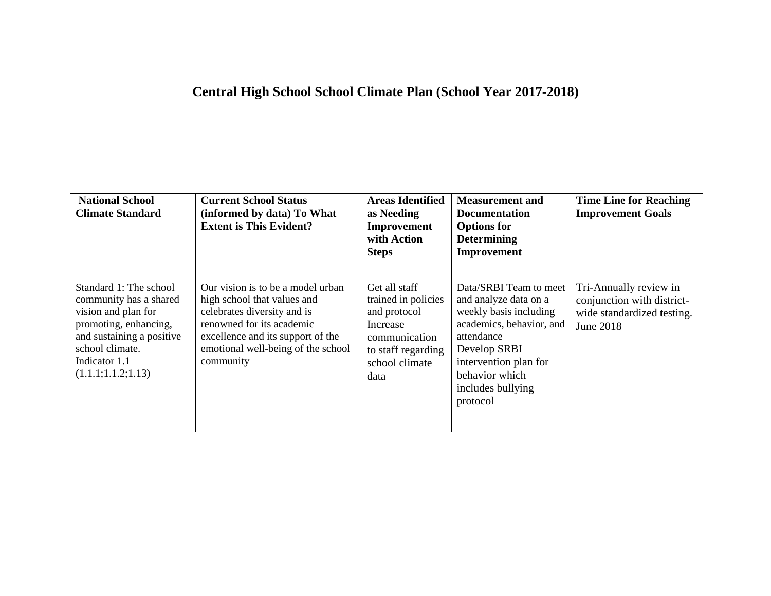# Central High School School Climate Plan (School Year 2017-2018)

| National School Climate Standard | Current School Status (informed by data) To What Extent is This Evident? | Areas Identified as Needing Improvement with Action Steps | Measurement and Documentation Options for Determining Improvement | Time Line for Reaching Improvement Goals |
|---|---|---|---|---|
| Standard 1: The school community has a shared vision and plan for promoting, enhancing, and sustaining a positive school climate. Indicator 1.1 (1.1.1;1.1.2;1.13) | Our vision is to be a model urban high school that values and celebrates diversity and is renowned for its academic excellence and its support of the emotional well-being of the school community | Get all staff trained in policies and protocol Increase communication to staff regarding school climate data | Data/SRBI Team to meet and analyze data on a weekly basis including academics, behavior, and attendance Develop SRBI intervention plan for behavior which includes bullying protocol | Tri-Annually review in conjunction with district-wide standardized testing. June 2018 |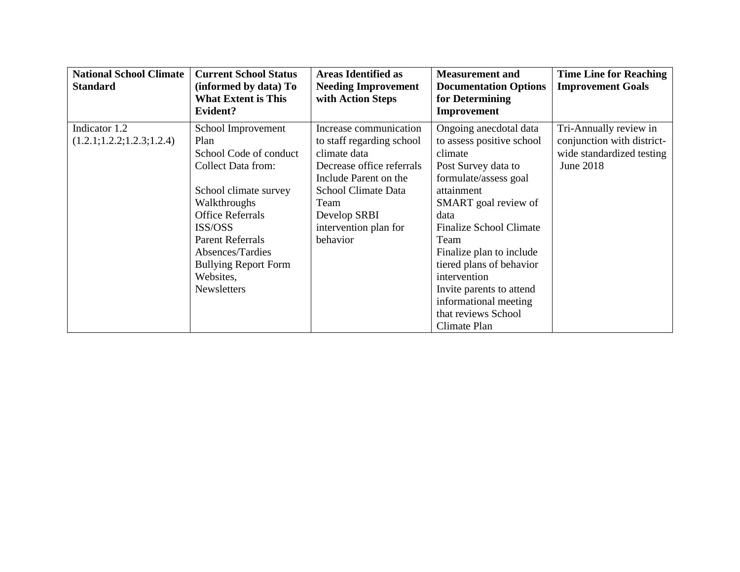| National School Climate Standard | Current School Status (informed by data) To What Extent is This Evident? | Areas Identified as Needing Improvement with Action Steps | Measurement and Documentation Options for Determining Improvement | Time Line for Reaching Improvement Goals |
|---|---|---|---|---|
| Indicator 1.2 (1.2.1;1.2.2;1.2.3;1.2.4) | School Improvement Plan<br>School Code of conduct<br>Collect Data from:<br><br>School climate survey<br>Walkthroughs<br>Office Referrals<br>ISS/OSS<br>Parent Referrals<br>Absences/Tardies<br>Bullying Report Form<br>Websites,<br>Newsletters | Increase communication to staff regarding school climate data<br>Decrease office referrals<br>Include Parent on the School Climate Data Team<br>Develop SRBI intervention plan for behavior | Ongoing anecdotal data to assess positive school climate<br>Post Survey data to formulate/assess goal attainment<br>SMART goal review of data<br>Finalize School Climate Team<br>Finalize plan to include tiered plans of behavior intervention<br>Invite parents to attend informational meeting that reviews School Climate Plan | Tri-Annually review in conjunction with district-wide standardized testing<br>June 2018 |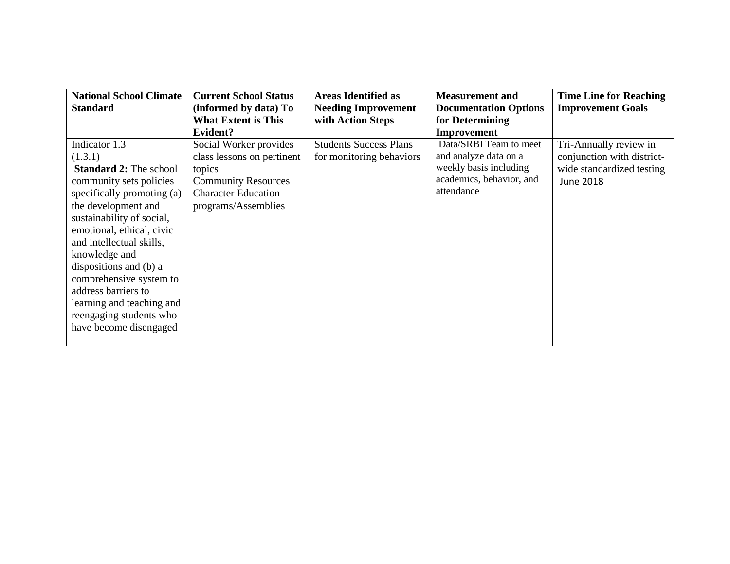| National School Climate Standard | Current School Status (informed by data) To What Extent is This Evident? | Areas Identified as Needing Improvement with Action Steps | Measurement and Documentation Options for Determining Improvement | Time Line for Reaching Improvement Goals |
|---|---|---|---|---|
| Indicator 1.3 (1.3.1) **Standard 2:** The school community sets policies specifically promoting (a) the development and sustainability of social, emotional, ethical, civic and intellectual skills, knowledge and dispositions and (b) a comprehensive system to address barriers to learning and teaching and reengaging students who have become disengaged | Social Worker provides class lessons on pertinent topics<br>Community Resources<br>Character Education programs/Assemblies | Students Success Plans for monitoring behaviors | Data/SRBI Team to meet and analyze data on a weekly basis including academics, behavior, and attendance | Tri-Annually review in conjunction with district-wide standardized testing<br>June 2018 |
| | | | | |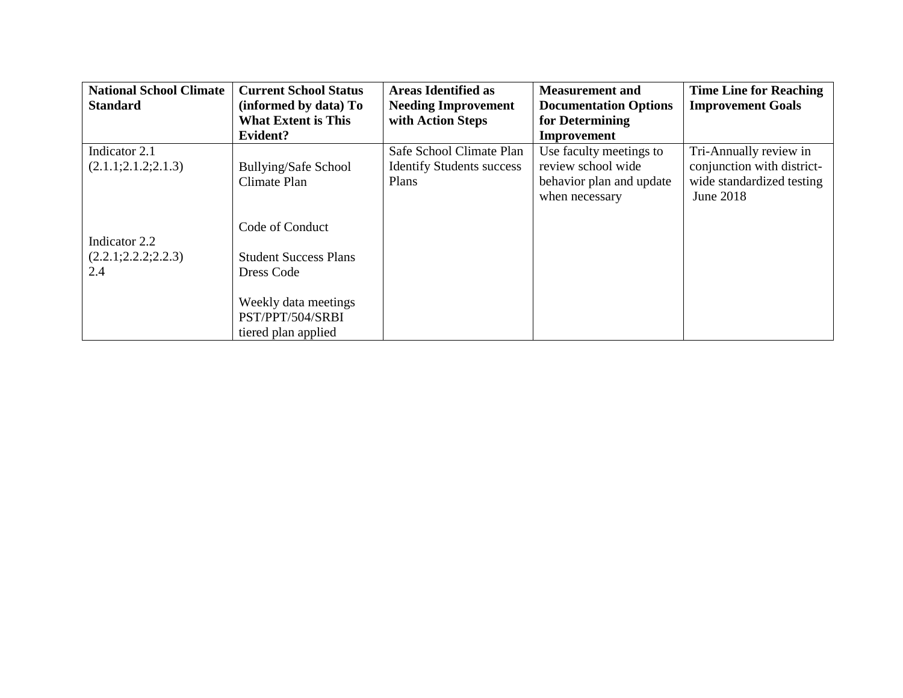| National School Climate Standard | Current School Status (informed by data) To What Extent is This Evident? | Areas Identified as Needing Improvement with Action Steps | Measurement and Documentation Options for Determining Improvement | Time Line for Reaching Improvement Goals |
|---|---|---|---|---|
| Indicator 2.1 (2.1.1;2.1.2;2.1.3)<br><br>Indicator 2.2 (2.2.1;2.2.2;2.2.3) 2.4 | Bullying/Safe School Climate Plan<br><br>Code of Conduct<br><br>Student Success Plans Dress Code<br><br>Weekly data meetings PST/PPT/504/SRBI tiered plan applied | Safe School Climate Plan Identify Students success Plans | Use faculty meetings to review school wide behavior plan and update when necessary | Tri-Annually review in conjunction with district-wide standardized testing June 2018 |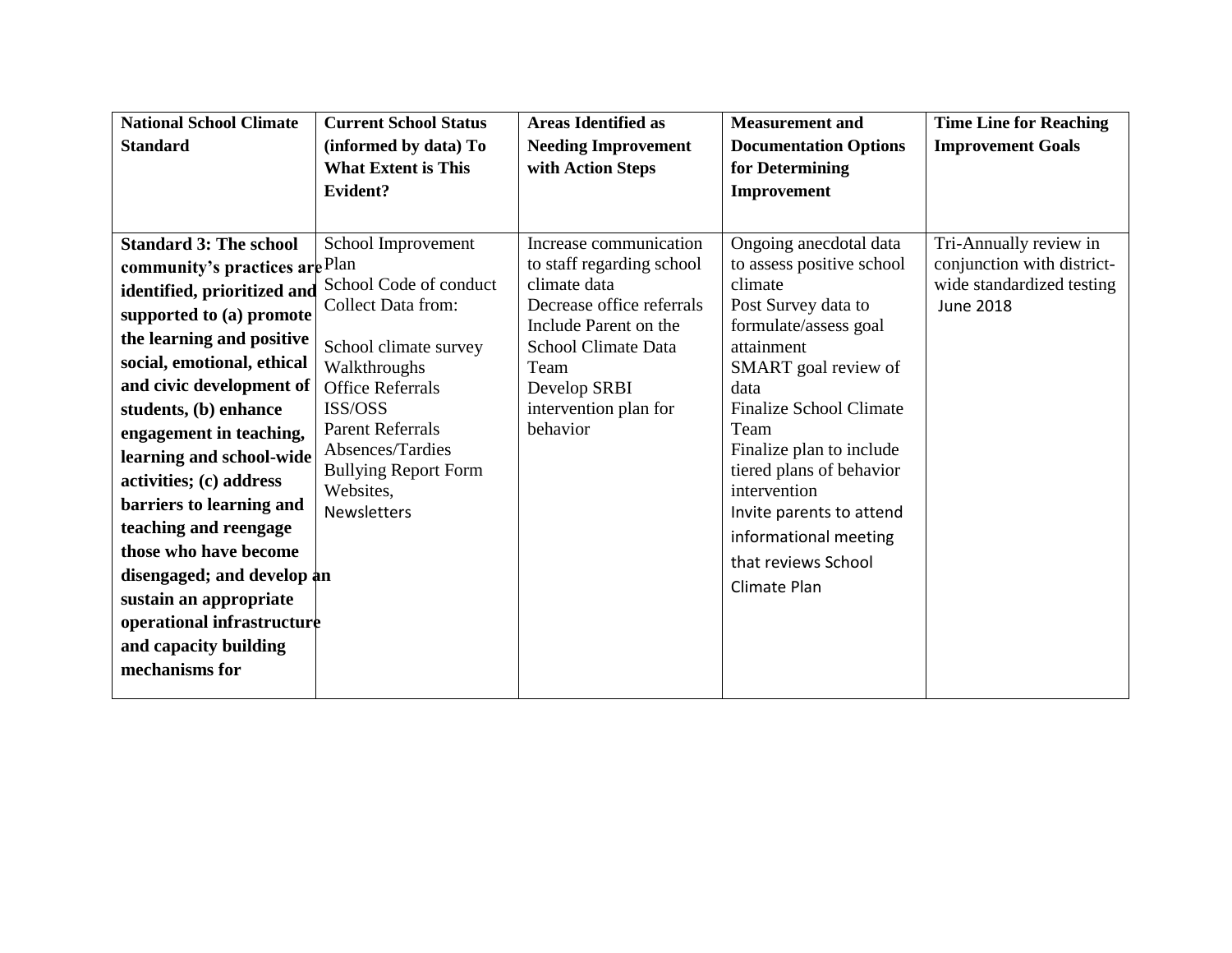| National School Climate Standard | Current School Status (informed by data) To What Extent is This Evident? | Areas Identified as Needing Improvement with Action Steps | Measurement and Documentation Options for Determining Improvement | Time Line for Reaching Improvement Goals |
| --- | --- | --- | --- | --- |
| **Standard 3: The school community's practices are identified, prioritized and supported to (a) promote the learning and positive social, emotional, ethical and civic development of students, (b) enhance engagement in teaching, learning and school-wide activities; (c) address barriers to learning and teaching and reengage those who have become disengaged; and develop an sustain an appropriate operational infrastructure and capacity building mechanisms for** | School Improvement Plan<br>School Code of conduct<br>Collect Data from:<br><br>School climate survey<br>Walkthroughs<br>Office Referrals<br>ISS/OSS<br>Parent Referrals<br>Absences/Tardies<br>Bullying Report Form<br>Websites,<br>Newsletters | Increase communication to staff regarding school climate data<br>Decrease office referrals<br>Include Parent on the School Climate Data Team<br>Develop SRBI intervention plan for behavior | Ongoing anecdotal data to assess positive school climate<br>Post Survey data to formulate/assess goal attainment<br>SMART goal review of data<br>Finalize School Climate Team<br>Finalize plan to include tiered plans of behavior intervention<br>Invite parents to attend informational meeting that reviews School Climate Plan | Tri-Annually review in conjunction with district-wide standardized testing<br>June 2018 |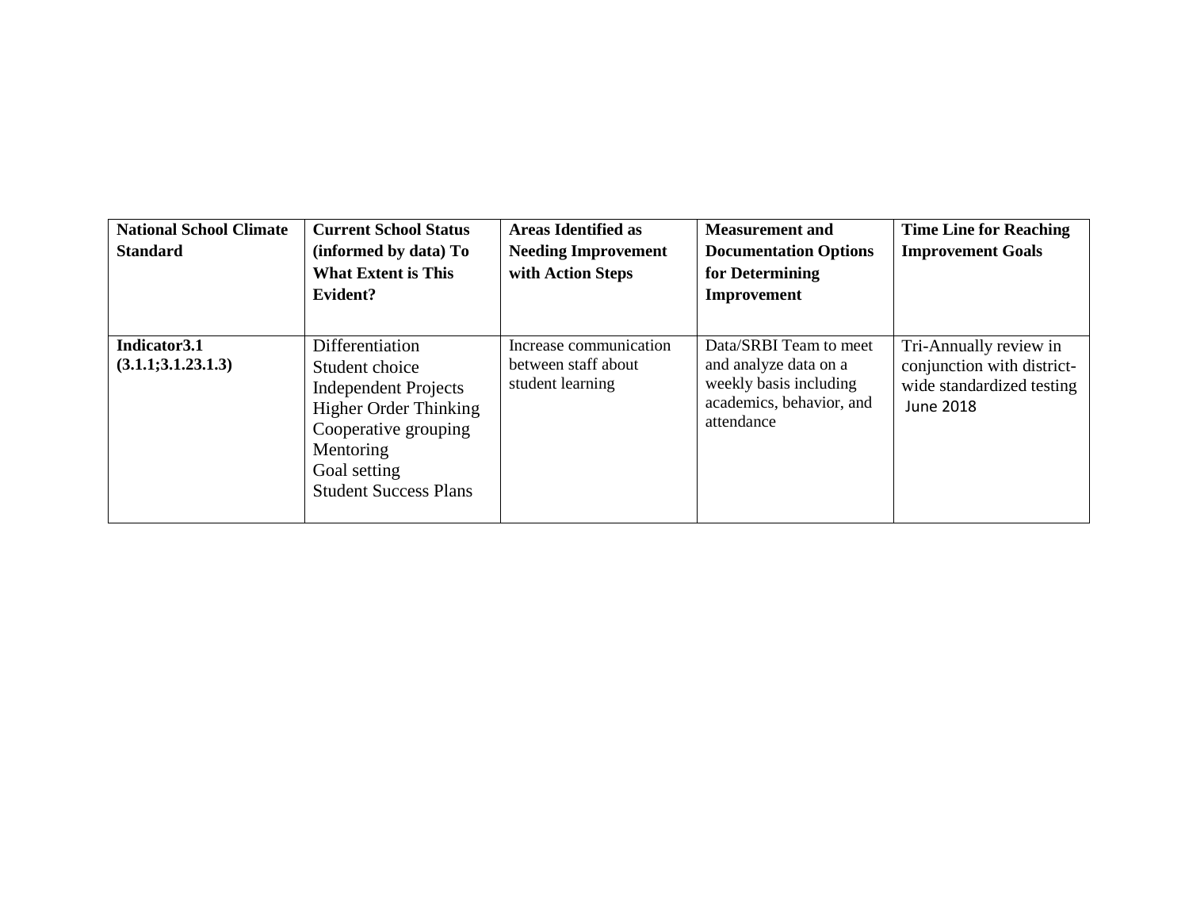| National School Climate Standard | Current School Status (informed by data) To What Extent is This Evident? | Areas Identified as Needing Improvement with Action Steps | Measurement and Documentation Options for Determining Improvement | Time Line for Reaching Improvement Goals |
|---|---|---|---|---|
| **Indicator3.1 (3.1.1;3.1.23.1.3)** | Differentiation<br>Student choice<br>Independent Projects<br>Higher Order Thinking<br>Cooperative grouping<br>Mentoring<br>Goal setting<br>Student Success Plans | Increase communication between staff about student learning | Data/SRBI Team to meet and analyze data on a weekly basis including academics, behavior, and attendance | Tri-Annually review in conjunction with district-wide standardized testing<br>June 2018 |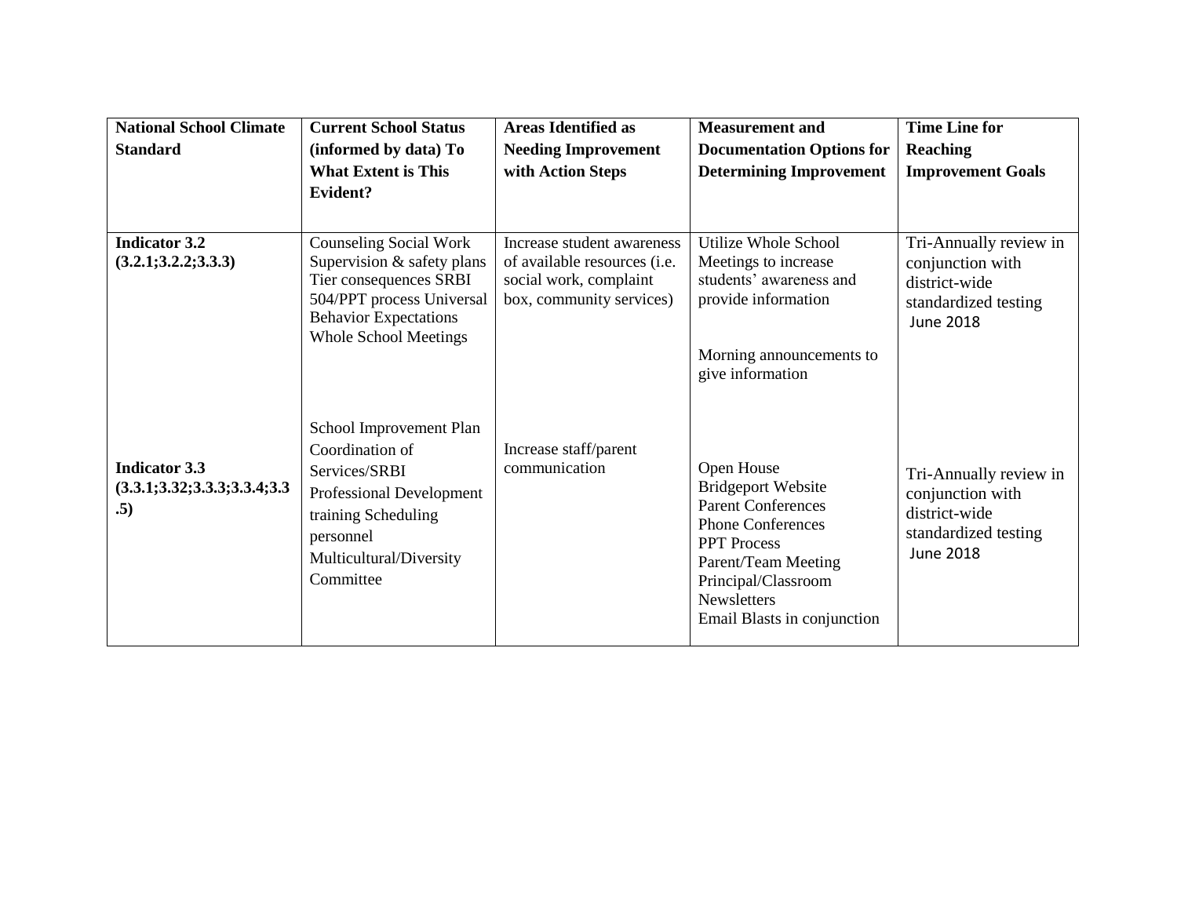| National School Climate Standard | Current School Status (informed by data) To What Extent is This Evident? | Areas Identified as Needing Improvement with Action Steps | Measurement and Documentation Options for Determining Improvement | Time Line for Reaching Improvement Goals |
|---|---|---|---|---|
| **Indicator 3.2 (3.2.1;3.2.2;3.3.3)** | Counseling Social Work Supervision & safety plans Tier consequences SRBI 504/PPT process Universal Behavior Expectations Whole School Meetings | Increase student awareness of available resources (i.e. social work, complaint box, community services) | Utilize Whole School Meetings to increase students' awareness and provide information<br><br>Morning announcements to give information | Tri-Annually review in conjunction with district-wide standardized testing June 2018 |
| **Indicator 3.3 (3.3.1;3.32;3.3.3;3.3.4;3.3.5)** | School Improvement Plan Coordination of Services/SRBI Professional Development training Scheduling personnel Multicultural/Diversity Committee | Increase staff/parent communication | Open House<br>Bridgeport Website<br>Parent Conferences<br>Phone Conferences<br>PPT Process<br>Parent/Team Meeting<br>Principal/Classroom Newsletters<br>Email Blasts in conjunction | Tri-Annually review in conjunction with district-wide standardized testing June 2018 |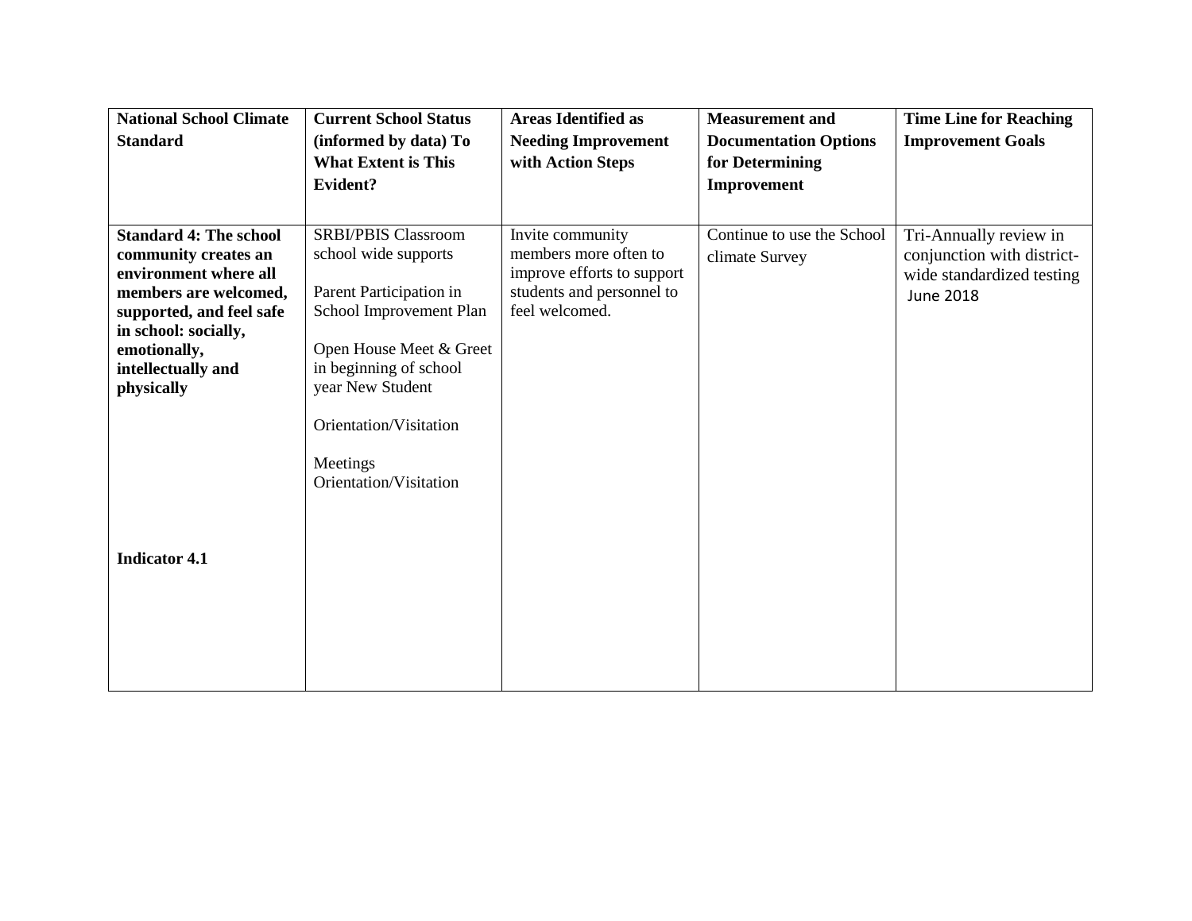| National School Climate Standard | Current School Status (informed by data) To What Extent is This Evident? | Areas Identified as Needing Improvement with Action Steps | Measurement and Documentation Options for Determining Improvement | Time Line for Reaching Improvement Goals |
|---|---|---|---|---|
| **Standard 4: The school community creates an environment where all members are welcomed, supported, and feel safe in school: socially, emotionally, intellectually and physically**<br><br>**Indicator 4.1** | SRBI/PBIS Classroom school wide supports<br><br>Parent Participation in School Improvement Plan<br><br>Open House Meet & Greet in beginning of school year New Student<br><br>Orientation/Visitation<br><br>Meetings Orientation/Visitation | Invite community members more often to improve efforts to support students and personnel to feel welcomed. | Continue to use the School climate Survey | Tri-Annually review in conjunction with district-wide standardized testing June 2018 |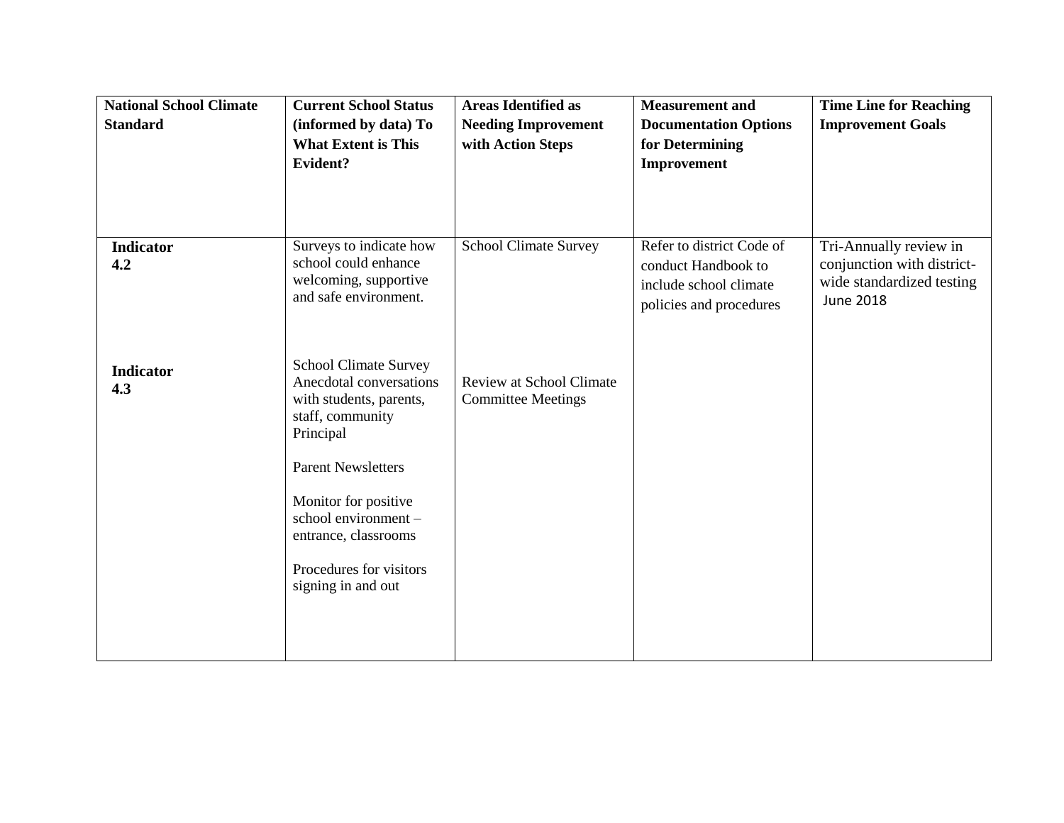| National School Climate Standard | Current School Status (informed by data) To What Extent is This Evident? | Areas Identified as Needing Improvement with Action Steps | Measurement and Documentation Options for Determining Improvement | Time Line for Reaching Improvement Goals |
|---|---|---|---|---|
| **Indicator 4.2** | Surveys to indicate how school could enhance welcoming, supportive and safe environment. | School Climate Survey | Refer to district Code of conduct Handbook to include school climate policies and procedures | Tri-Annually review in conjunction with district-wide standardized testing June 2018 |
| **Indicator 4.3** | School Climate Survey<br>Anecdotal conversations with students, parents, staff, community<br>Principal<br><br>Parent Newsletters<br><br>Monitor for positive school environment – entrance, classrooms<br><br>Procedures for visitors signing in and out | Review at School Climate Committee Meetings | | |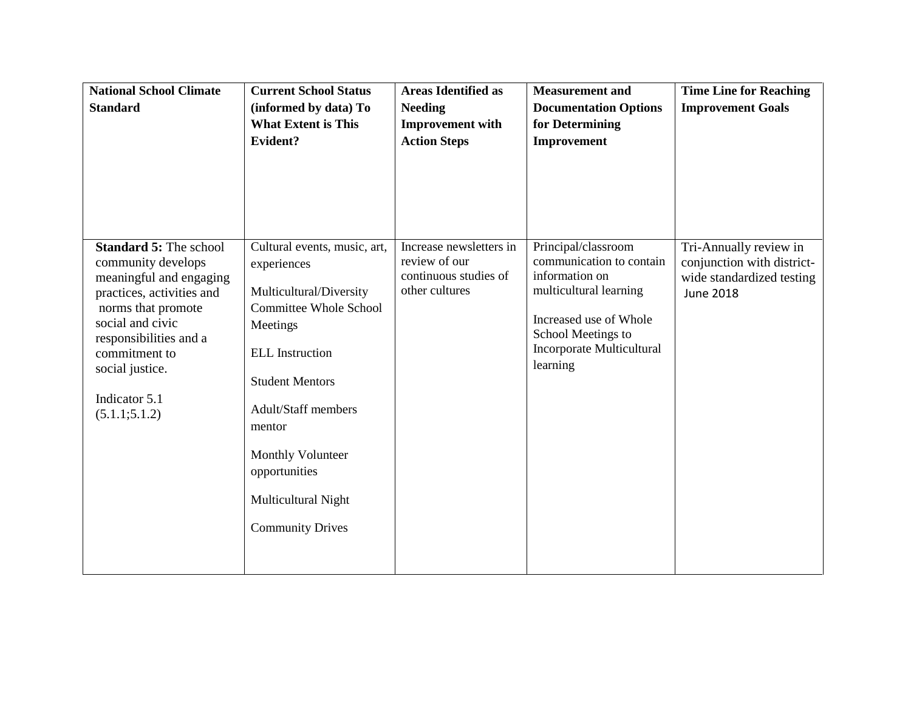| National School Climate Standard | Current School Status (informed by data) To What Extent is This Evident? | Areas Identified as Needing Improvement with Action Steps | Measurement and Documentation Options for Determining Improvement | Time Line for Reaching Improvement Goals |
|---|---|---|---|---|
| **Standard 5:** The school community develops meaningful and engaging practices, activities and norms that promote social and civic responsibilities and a commitment to social justice.<br><br>Indicator 5.1 (5.1.1;5.1.2) | Cultural events, music, art, experiences<br><br>Multicultural/Diversity Committee Whole School Meetings<br><br>ELL Instruction<br><br>Student Mentors<br><br>Adult/Staff members mentor<br><br>Monthly Volunteer opportunities<br><br>Multicultural Night<br><br>Community Drives | Increase newsletters in review of our continuous studies of other cultures | Principal/classroom communication to contain information on multicultural learning<br><br>Increased use of Whole School Meetings to Incorporate Multicultural learning | Tri-Annually review in conjunction with district-wide standardized testing June 2018 |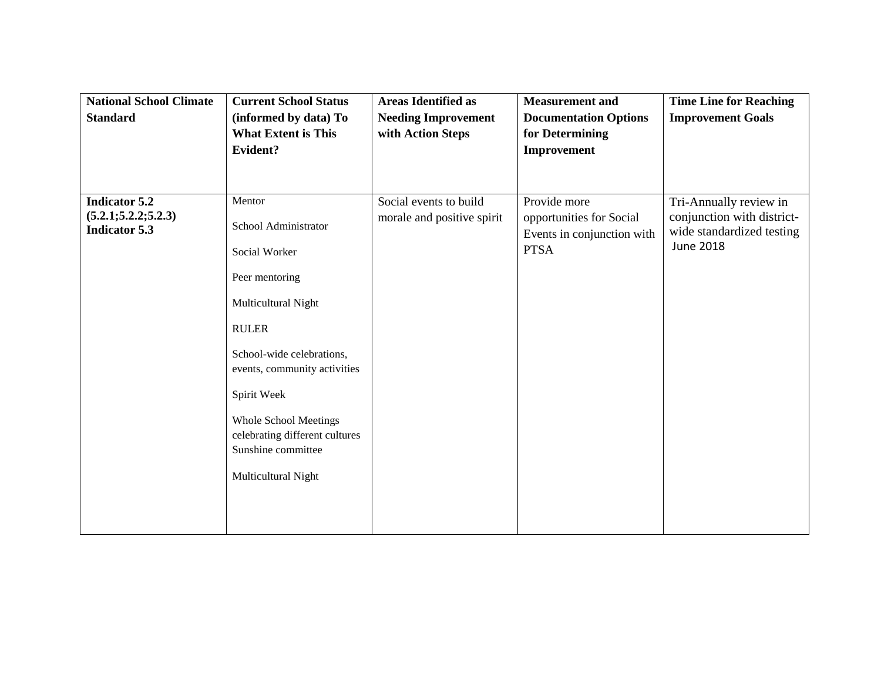| **National School Climate Standard** | **Current School Status (informed by data) To What Extent is This Evident?** | **Areas Identified as Needing Improvement with Action Steps** | **Measurement and Documentation Options for Determining Improvement** | **Time Line for Reaching Improvement Goals** |
|---|---|---|---|---|
| **Indicator 5.2 (5.2.1;5.2.2;5.2.3) Indicator 5.3** | Mentor<br><br>School Administrator<br><br>Social Worker<br><br>Peer mentoring<br><br>Multicultural Night<br><br>RULER<br><br>School-wide celebrations, events, community activities<br><br>Spirit Week<br><br>Whole School Meetings celebrating different cultures<br>Sunshine committee<br><br>Multicultural Night | Social events to build morale and positive spirit | Provide more opportunities for Social Events in conjunction with PTSA | Tri-Annually review in conjunction with district-wide standardized testing<br>June 2018 |